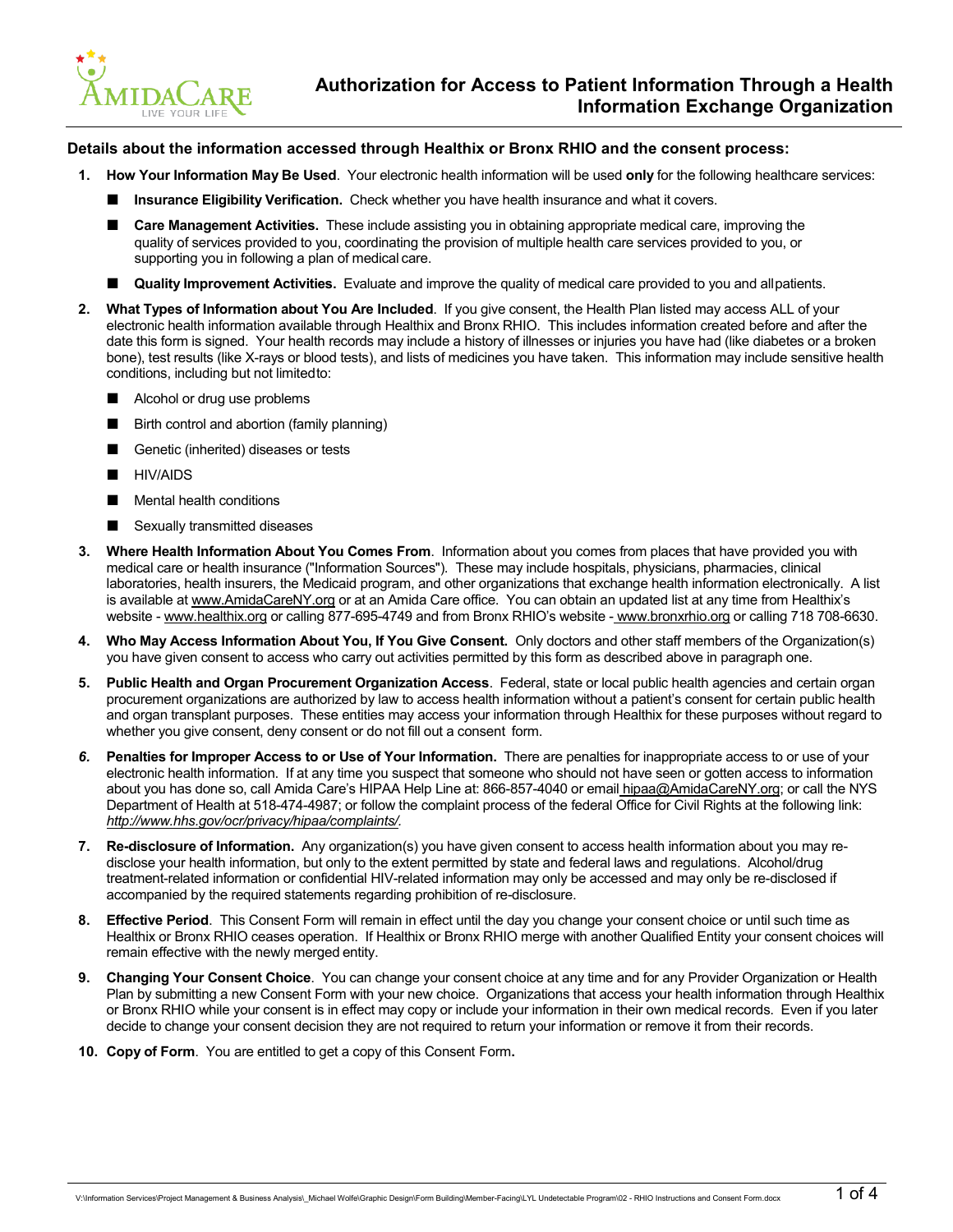# Authorization for Access to Patient Information Through a Health Information Exchange Organization

**Details about the information accessed through Healthix or Bronx RHIO and the consent process:**

1. **How Your Information May Be Used**. Your electronic health information will be used **only** for the following healthcare services:
   - **Insurance Eligibility Verification.** Check whether you have health insurance and what it covers.
   - **Care Management Activities.** These include assisting you in obtaining appropriate medical care, improving the quality of services provided to you, coordinating the provision of multiple health care services provided to you, or supporting you in following a plan of medical care.
   - **Quality Improvement Activities.** Evaluate and improve the quality of medical care provided to you and all patients.
2. **What Types of Information about You Are Included**. If you give consent, the Health Plan listed may access ALL of your electronic health information available through Healthix and Bronx RHIO. This includes information created before and after the date this form is signed. Your health records may include a history of illnesses or injuries you have had (like diabetes or a broken bone), test results (like X-rays or blood tests), and lists of medicines you have taken. This information may include sensitive health conditions, including but not limited to:
   - Alcohol or drug use problems
   - Birth control and abortion (family planning)
   - Genetic (inherited) diseases or tests
   - HIV/AIDS
   - Mental health conditions
   - Sexually transmitted diseases
3. **Where Health Information About You Comes From**. Information about you comes from places that have provided you with medical care or health insurance ("Information Sources"). These may include hospitals, physicians, pharmacies, clinical laboratories, health insurers, the Medicaid program, and other organizations that exchange health information electronically. A list is available at www.AmidaCareNY.org or at an Amida Care office. You can obtain an updated list at any time from Healthix's website - www.healthix.org or calling 877-695-4749 and from Bronx RHIO's website - www.bronxrhio.org or calling 718 708-6630.
4. **Who May Access Information About You, If You Give Consent.** Only doctors and other staff members of the Organization(s) you have given consent to access who carry out activities permitted by this form as described above in paragraph one.
5. **Public Health and Organ Procurement Organization Access**. Federal, state or local public health agencies and certain organ procurement organizations are authorized by law to access health information without a patient's consent for certain public health and organ transplant purposes. These entities may access your information through Healthix for these purposes without regard to whether you give consent, deny consent or do not fill out a consent form.
6. **Penalties for Improper Access to or Use of Your Information.** There are penalties for inappropriate access to or use of your electronic health information. If at any time you suspect that someone who should not have seen or gotten access to information about you has done so, call Amida Care's HIPAA Help Line at: 866-857-4040 or email hipaa@AmidaCareNY.org; or call the NYS Department of Health at 518-474-4987; or follow the complaint process of the federal Office for Civil Rights at the following link: *http://www.hhs.gov/ocr/privacy/hipaa/complaints/.*
7. **Re-disclosure of Information.** Any organization(s) you have given consent to access health information about you may re-disclose your health information, but only to the extent permitted by state and federal laws and regulations. Alcohol/drug treatment-related information or confidential HIV-related information may only be accessed and may only be re-disclosed if accompanied by the required statements regarding prohibition of re-disclosure.
8. **Effective Period**. This Consent Form will remain in effect until the day you change your consent choice or until such time as Healthix or Bronx RHIO ceases operation. If Healthix or Bronx RHIO merge with another Qualified Entity your consent choices will remain effective with the newly merged entity.
9. **Changing Your Consent Choice**. You can change your consent choice at any time and for any Provider Organization or Health Plan by submitting a new Consent Form with your new choice. Organizations that access your health information through Healthix or Bronx RHIO while your consent is in effect may copy or include your information in their own medical records. Even if you later decide to change your consent decision they are not required to return your information or remove it from their records.
10. **Copy of Form**. You are entitled to get a copy of this Consent Form**.**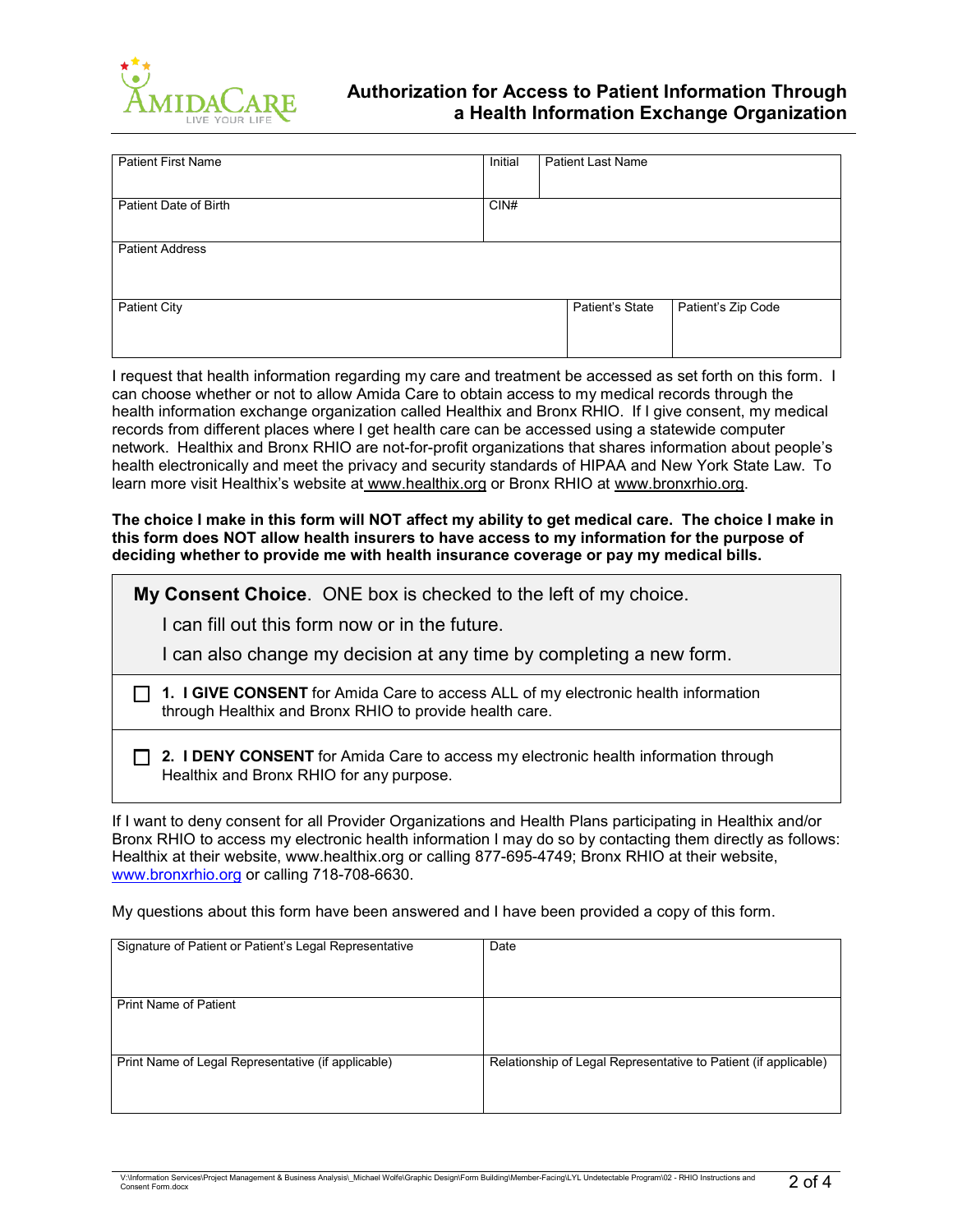AmidaCare — LIVE YOUR LIFE

# Authorization for Access to Patient Information Through a Health Information Exchange Organization

| Patient First Name | Initial | Patient Last Name |
|---|---|---|
| Patient Date of Birth | CIN# | |
| Patient Address | | |
| Patient City | Patient's State | Patient's Zip Code |

I request that health information regarding my care and treatment be accessed as set forth on this form. I can choose whether or not to allow Amida Care to obtain access to my medical records through the health information exchange organization called Healthix and Bronx RHIO. If I give consent, my medical records from different places where I get health care can be accessed using a statewide computer network. Healthix and Bronx RHIO are not-for-profit organizations that shares information about people's health electronically and meet the privacy and security standards of HIPAA and New York State Law. To learn more visit Healthix's website at www.healthix.org or Bronx RHIO at www.bronxrhio.org.

**The choice I make in this form will NOT affect my ability to get medical care. The choice I make in this form does NOT allow health insurers to have access to my information for the purpose of deciding whether to provide me with health insurance coverage or pay my medical bills.**

**My Consent Choice**. ONE box is checked to the left of my choice.

I can fill out this form now or in the future.

I can also change my decision at any time by completing a new form.

☐ **1. I GIVE CONSENT** for Amida Care to access ALL of my electronic health information through Healthix and Bronx RHIO to provide health care.

☐ **2. I DENY CONSENT** for Amida Care to access my electronic health information through Healthix and Bronx RHIO for any purpose.

If I want to deny consent for all Provider Organizations and Health Plans participating in Healthix and/or Bronx RHIO to access my electronic health information I may do so by contacting them directly as follows: Healthix at their website, www.healthix.org or calling 877-695-4749; Bronx RHIO at their website, www.bronxrhio.org or calling 718-708-6630.

My questions about this form have been answered and I have been provided a copy of this form.

| Signature of Patient or Patient's Legal Representative | Date |
|---|---|
| Print Name of Patient | |
| Print Name of Legal Representative (if applicable) | Relationship of Legal Representative to Patient (if applicable) |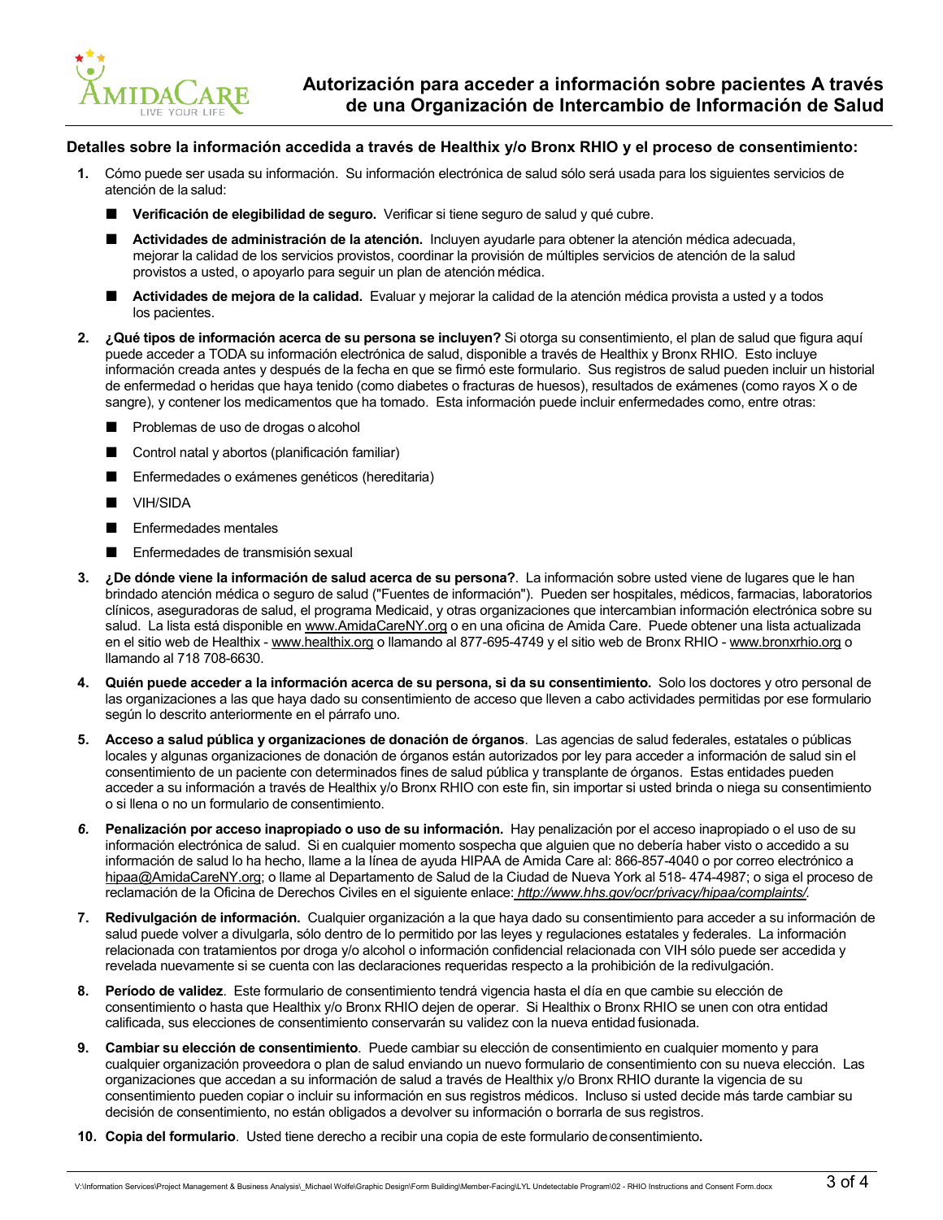## Autorización para acceder a información sobre pacientes A través de una Organización de Intercambio de Información de Salud

**Detalles sobre la información accedida a través de Healthix y/o Bronx RHIO y el proceso de consentimiento:**

1. Cómo puede ser usada su información. Su información electrónica de salud sólo será usada para los siguientes servicios de atención de la salud:
   - **Verificación de elegibilidad de seguro.** Verificar si tiene seguro de salud y qué cubre.
   - **Actividades de administración de la atención.** Incluyen ayudarle para obtener la atención médica adecuada, mejorar la calidad de los servicios provistos, coordinar la provisión de múltiples servicios de atención de la salud provistos a usted, o apoyarlo para seguir un plan de atención médica.
   - **Actividades de mejora de la calidad.** Evaluar y mejorar la calidad de la atención médica provista a usted y a todos los pacientes.
2. **¿Qué tipos de información acerca de su persona se incluyen?** Si otorga su consentimiento, el plan de salud que figura aquí puede acceder a TODA su información electrónica de salud, disponible a través de Healthix y Bronx RHIO. Esto incluye información creada antes y después de la fecha en que se firmó este formulario. Sus registros de salud pueden incluir un historial de enfermedad o heridas que haya tenido (como diabetes o fracturas de huesos), resultados de exámenes (como rayos X o de sangre), y contener los medicamentos que ha tomado. Esta información puede incluir enfermedades como, entre otras:
   - Problemas de uso de drogas o alcohol
   - Control natal y abortos (planificación familiar)
   - Enfermedades o exámenes genéticos (hereditaria)
   - VIH/SIDA
   - Enfermedades mentales
   - Enfermedades de transmisión sexual
3. **¿De dónde viene la información de salud acerca de su persona?**. La información sobre usted viene de lugares que le han brindado atención médica o seguro de salud ("Fuentes de información"). Pueden ser hospitales, médicos, farmacias, laboratorios clínicos, aseguradoras de salud, el programa Medicaid, y otras organizaciones que intercambian información electrónica sobre su salud. La lista está disponible en www.AmidaCareNY.org o en una oficina de Amida Care. Puede obtener una lista actualizada en el sitio web de Healthix - www.healthix.org o llamando al 877-695-4749 y el sitio web de Bronx RHIO - www.bronxrhio.org o llamando al 718 708-6630.
4. **Quién puede acceder a la información acerca de su persona, si da su consentimiento.** Solo los doctores y otro personal de las organizaciones a las que haya dado su consentimiento de acceso que lleven a cabo actividades permitidas por ese formulario según lo descrito anteriormente en el párrafo uno.
5. **Acceso a salud pública y organizaciones de donación de órganos**. Las agencias de salud federales, estatales o públicas locales y algunas organizaciones de donación de órganos están autorizados por ley para acceder a información de salud sin el consentimiento de un paciente con determinados fines de salud pública y transplante de órganos. Estas entidades pueden acceder a su información a través de Healthix y/o Bronx RHIO con este fin, sin importar si usted brinda o niega su consentimiento o si llena o no un formulario de consentimiento.
6. **Penalización por acceso inapropiado o uso de su información.** Hay penalización por el acceso inapropiado o el uso de su información electrónica de salud. Si en cualquier momento sospecha que alguien que no debería haber visto o accedido a su información de salud lo ha hecho, llame a la línea de ayuda HIPAA de Amida Care al: 866-857-4040 o por correo electrónico a hipaa@AmidaCareNY.org; o llame al Departamento de Salud de la Ciudad de Nueva York al 518- 474-4987; o siga el proceso de reclamación de la Oficina de Derechos Civiles en el siguiente enlace: *http://www.hhs.gov/ocr/privacy/hipaa/complaints/*.
7. **Redivulgación de información.** Cualquier organización a la que haya dado su consentimiento para acceder a su información de salud puede volver a divulgarla, sólo dentro de lo permitido por las leyes y regulaciones estatales y federales. La información relacionada con tratamientos por droga y/o alcohol o información confidencial relacionada con VIH sólo puede ser accedida y revelada nuevamente si se cuenta con las declaraciones requeridas respecto a la prohibición de la redivulgación.
8. **Período de validez**. Este formulario de consentimiento tendrá vigencia hasta el día en que cambie su elección de consentimiento o hasta que Healthix y/o Bronx RHIO dejen de operar. Si Healthix o Bronx RHIO se unen con otra entidad calificada, sus elecciones de consentimiento conservarán su validez con la nueva entidad fusionada.
9. **Cambiar su elección de consentimiento**. Puede cambiar su elección de consentimiento en cualquier momento y para cualquier organización proveedora o plan de salud enviando un nuevo formulario de consentimiento con su nueva elección. Las organizaciones que accedan a su información de salud a través de Healthix y/o Bronx RHIO durante la vigencia de su consentimiento pueden copiar o incluir su información en sus registros médicos. Incluso si usted decide más tarde cambiar su decisión de consentimiento, no están obligados a devolver su información o borrarla de sus registros.
10. **Copia del formulario**. Usted tiene derecho a recibir una copia de este formulario de consentimiento.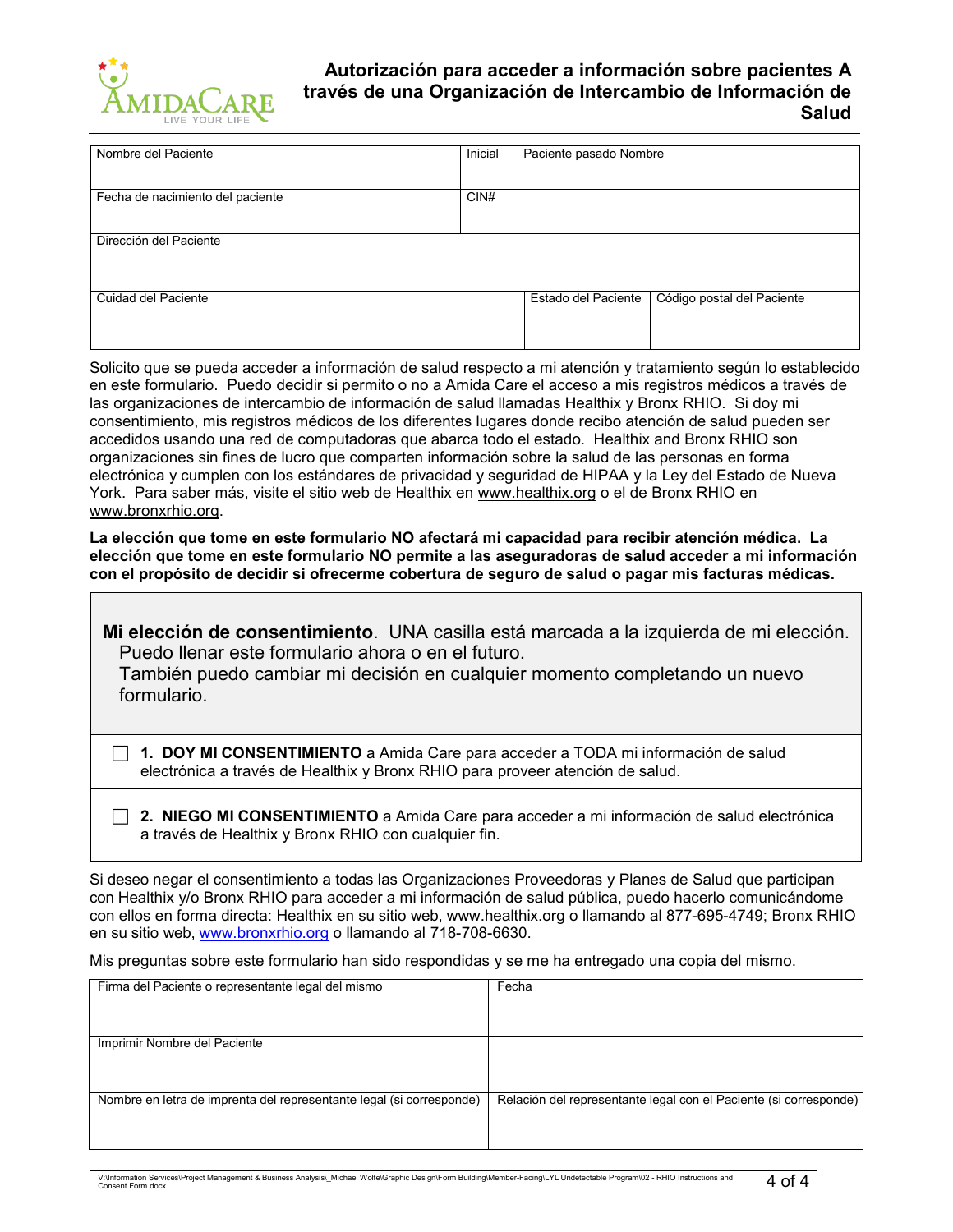AMIDACARE
LIVE YOUR LIFE

# Autorización para acceder a información sobre pacientes A través de una Organización de Intercambio de Información de Salud

| Nombre del Paciente | Inicial | Paciente pasado Nombre |
|---|---|---|
| Fecha de nacimiento del paciente | CIN# | |
| Dirección del Paciente | | |
| Cuidad del Paciente | Estado del Paciente | Código postal del Paciente |

Solicito que se pueda acceder a información de salud respecto a mi atención y tratamiento según lo establecido en este formulario. Puedo decidir si permito o no a Amida Care el acceso a mis registros médicos a través de las organizaciones de intercambio de información de salud llamadas Healthix y Bronx RHIO. Si doy mi consentimiento, mis registros médicos de los diferentes lugares donde recibo atención de salud pueden ser accedidos usando una red de computadoras que abarca todo el estado. Healthix and Bronx RHIO son organizaciones sin fines de lucro que comparten información sobre la salud de las personas en forma electrónica y cumplen con los estándares de privacidad y seguridad de HIPAA y la Ley del Estado de Nueva York. Para saber más, visite el sitio web de Healthix en www.healthix.org o el de Bronx RHIO en www.bronxrhio.org.

**La elección que tome en este formulario NO afectará mi capacidad para recibir atención médica. La elección que tome en este formulario NO permite a las aseguradoras de salud acceder a mi información con el propósito de decidir si ofrecerme cobertura de seguro de salud o pagar mis facturas médicas.**

**Mi elección de consentimiento**. UNA casilla está marcada a la izquierda de mi elección.
Puedo llenar este formulario ahora o en el futuro.
También puedo cambiar mi decisión en cualquier momento completando un nuevo formulario.

☐ **1. DOY MI CONSENTIMIENTO** a Amida Care para acceder a TODA mi información de salud electrónica a través de Healthix y Bronx RHIO para proveer atención de salud.

☐ **2. NIEGO MI CONSENTIMIENTO** a Amida Care para acceder a mi información de salud electrónica a través de Healthix y Bronx RHIO con cualquier fin.

Si deseo negar el consentimiento a todas las Organizaciones Proveedoras y Planes de Salud que participan con Healthix y/o Bronx RHIO para acceder a mi información de salud pública, puedo hacerlo comunicándome con ellos en forma directa: Healthix en su sitio web, www.healthix.org o llamando al 877-695-4749; Bronx RHIO en su sitio web, www.bronxrhio.org o llamando al 718-708-6630.

Mis preguntas sobre este formulario han sido respondidas y se me ha entregado una copia del mismo.

| Firma del Paciente o representante legal del mismo | Fecha |
|---|---|
| Imprimir Nombre del Paciente | |
| Nombre en letra de imprenta del representante legal (si corresponde) | Relación del representante legal con el Paciente (si corresponde) |

V:\Information Services\Project Management & Business Analysis\_Michael Wolfe\Graphic Design\Form Building\Member-Facing\LYL Undetectable Program\02 - RHIO Instructions and Consent Form.docx